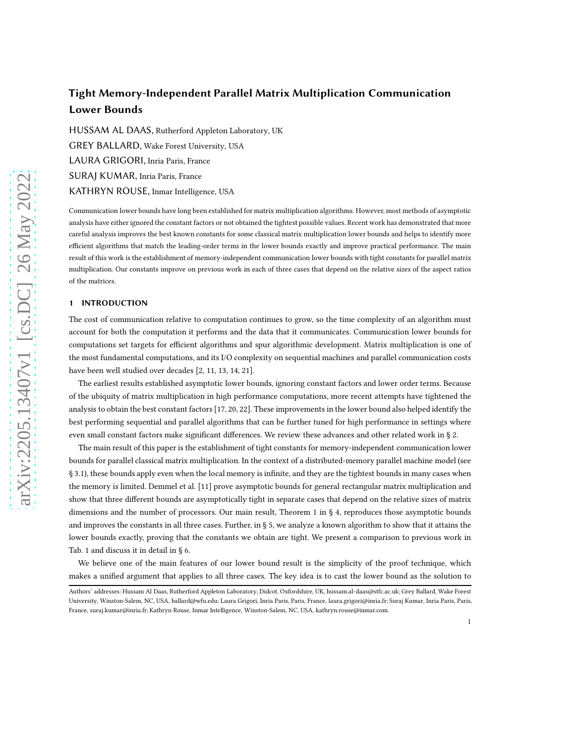# Tight Memory-Independent Parallel Matrix Multiplication Communication Lower Bounds

HUSSAM AL DAAS, Rutherford Appleton Laboratory, UK

GREY BALLARD, Wake Forest University, USA

LAURA GRIGORI, Inria Paris, France

SURAJ KUMAR, Inria Paris, France

KATHRYN ROUSE, Inmar Intelligence, USA

Communication lower bounds have long been established for matrix multiplication algorithms. However, most methods of asymptotic analysis have either ignored the constant factors or not obtained the tightest possible values. Recent work has demonstrated that more careful analysis improves the best known constants for some classical matrix multiplication lower bounds and helps to identify more efficient algorithms that match the leading-order terms in the lower bounds exactly and improve practical performance. The main result of this work is the establishment of memory-independent communication lower bounds with tight constants for parallel matrix multiplication. Our constants improve on previous work in each of three cases that depend on the relative sizes of the aspect ratios of the matrices.

## 1 INTRODUCTION

The cost of communication relative to computation continues to grow, so the time complexity of an algorithm must account for both the computation it performs and the data that it communicates. Communication lower bounds for computations set targets for efficient algorithms and spur algorithmic development. Matrix multiplication is one of the most fundamental computations, and its I/O complexity on sequential machines and parallel communication costs have been well studied over decades [2, 11, 13, 14, 21].

The earliest results established asymptotic lower bounds, ignoring constant factors and lower order terms. Because of the ubiquity of matrix multiplication in high performance computations, more recent attempts have tightened the analysis to obtain the best constant factors [17, 20, 22]. These improvements in the lower bound also helped identify the best performing sequential and parallel algorithms that can be further tuned for high performance in settings where even small constant factors make significant differences. We review these advances and other related work in § 2.

The main result of this paper is the establishment of tight constants for memory-independent communication lower bounds for parallel classical matrix multiplication. In the context of a distributed-memory parallel machine model (see § 3.1), these bounds apply even when the local memory is infinite, and they are the tightest bounds in many cases when the memory is limited. Demmel et al. [11] prove asymptotic bounds for general rectangular matrix multiplication and show that three different bounds are asymptotically tight in separate cases that depend on the relative sizes of matrix dimensions and the number of processors. Our main result, Theorem 1 in § 4, reproduces those asymptotic bounds and improves the constants in all three cases. Further, in § 5, we analyze a known algorithm to show that it attains the lower bounds exactly, proving that the constants we obtain are tight. We present a comparison to previous work in Tab. 1 and discuss it in detail in § 6.

We believe one of the main features of our lower bound result is the simplicity of the proof technique, which makes a unified argument that applies to all three cases. The key idea is to cast the lower bound as the solution to

Authors' addresses: Hussam Al Daas, Rutherford Appleton Laboratory, Didcot, Oxfordshire, UK, hussam.al-daas@stfc.ac.uk; Grey Ballard, Wake Forest University, Winston-Salem, NC, USA, ballard@wfu.edu; Laura Grigori, Inria Paris, Paris, France, laura.grigori@inria.fr; Suraj Kumar, Inria Paris, Paris, France, suraj.kumar@inria.fr; Kathryn Rouse, Inmar Intelligence, Winston-Salem, NC, USA, kathryn.rouse@inmar.com.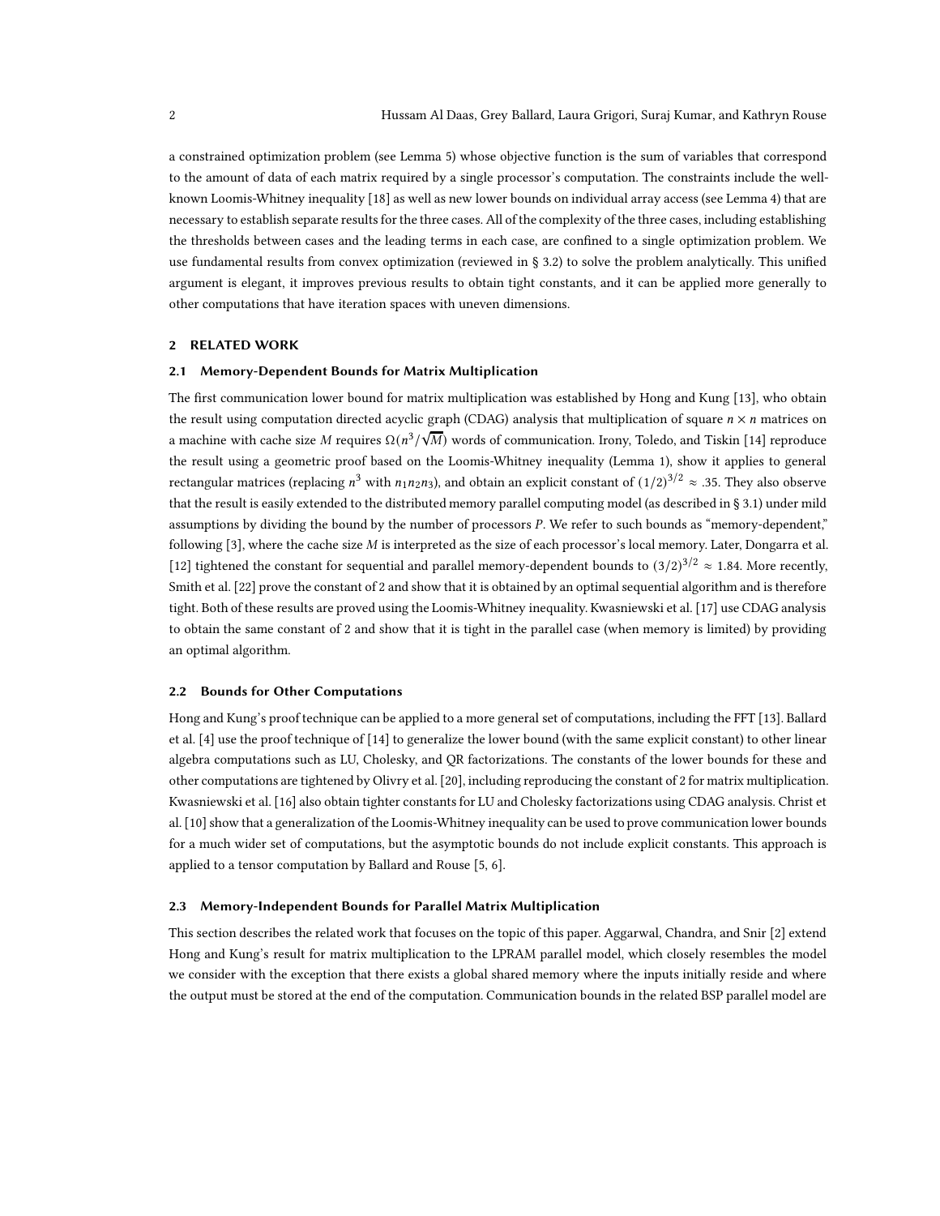a constrained optimization problem (see Lemma 5) whose objective function is the sum of variables that correspond to the amount of data of each matrix required by a single processor's computation. The constraints include the well-known Loomis-Whitney inequality [18] as well as new lower bounds on individual array access (see Lemma 4) that are necessary to establish separate results for the three cases. All of the complexity of the three cases, including establishing the thresholds between cases and the leading terms in each case, are confined to a single optimization problem. We use fundamental results from convex optimization (reviewed in § 3.2) to solve the problem analytically. This unified argument is elegant, it improves previous results to obtain tight constants, and it can be applied more generally to other computations that have iteration spaces with uneven dimensions.

## 2 RELATED WORK

### 2.1 Memory-Dependent Bounds for Matrix Multiplication

The first communication lower bound for matrix multiplication was established by Hong and Kung [13], who obtain the result using computation directed acyclic graph (CDAG) analysis that multiplication of square $n \times n$ matrices on a machine with cache size $M$ requires $\Omega(n^3/\sqrt{M})$ words of communication. Irony, Toledo, and Tiskin [14] reproduce the result using a geometric proof based on the Loomis-Whitney inequality (Lemma 1), show it applies to general rectangular matrices (replacing $n^3$ with $n_1n_2n_3$), and obtain an explicit constant of $(1/2)^{3/2} \approx .35$. They also observe that the result is easily extended to the distributed memory parallel computing model (as described in § 3.1) under mild assumptions by dividing the bound by the number of processors $P$. We refer to such bounds as "memory-dependent," following [3], where the cache size $M$ is interpreted as the size of each processor's local memory. Later, Dongarra et al. [12] tightened the constant for sequential and parallel memory-dependent bounds to $(3/2)^{3/2} \approx 1.84$. More recently, Smith et al. [22] prove the constant of 2 and show that it is obtained by an optimal sequential algorithm and is therefore tight. Both of these results are proved using the Loomis-Whitney inequality. Kwasniewski et al. [17] use CDAG analysis to obtain the same constant of 2 and show that it is tight in the parallel case (when memory is limited) by providing an optimal algorithm.

### 2.2 Bounds for Other Computations

Hong and Kung's proof technique can be applied to a more general set of computations, including the FFT [13]. Ballard et al. [4] use the proof technique of [14] to generalize the lower bound (with the same explicit constant) to other linear algebra computations such as LU, Cholesky, and QR factorizations. The constants of the lower bounds for these and other computations are tightened by Olivry et al. [20], including reproducing the constant of 2 for matrix multiplication. Kwasniewski et al. [16] also obtain tighter constants for LU and Cholesky factorizations using CDAG analysis. Christ et al. [10] show that a generalization of the Loomis-Whitney inequality can be used to prove communication lower bounds for a much wider set of computations, but the asymptotic bounds do not include explicit constants. This approach is applied to a tensor computation by Ballard and Rouse [5, 6].

### 2.3 Memory-Independent Bounds for Parallel Matrix Multiplication

This section describes the related work that focuses on the topic of this paper. Aggarwal, Chandra, and Snir [2] extend Hong and Kung's result for matrix multiplication to the LPRAM parallel model, which closely resembles the model we consider with the exception that there exists a global shared memory where the inputs initially reside and where the output must be stored at the end of the computation. Communication bounds in the related BSP parallel model are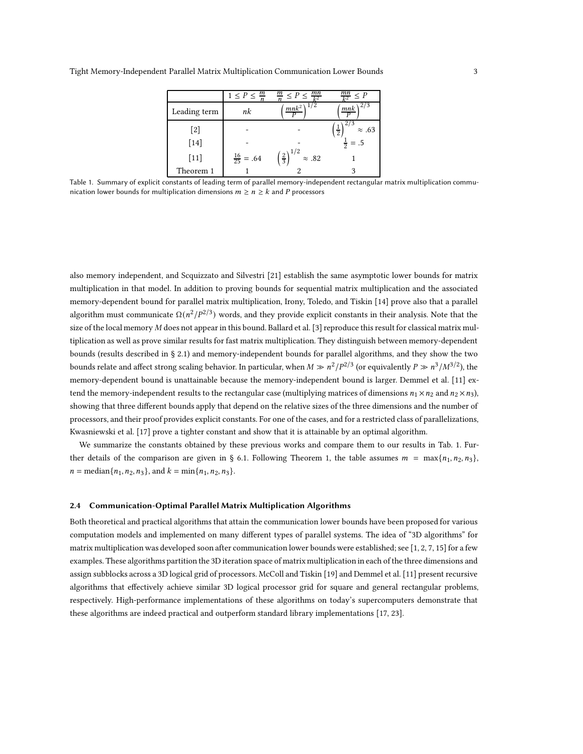|  | $1 \leq P \leq \frac{m}{n}$ | $\frac{m}{n} \leq P \leq \frac{mn}{k^2}$ | $\frac{mn}{k^2} \leq P$ |
|---|---|---|---|
| Leading term | $nk$ | $\left(\frac{mnk^2}{P}\right)^{1/2}$ | $\left(\frac{mnk}{P}\right)^{2/3}$ |
| [2] | - | - | $\left(\frac{1}{2}\right)^{2/3} \approx .63$ |
| [14] | - | - | $\frac{1}{2} = .5$ |
| [11] | $\frac{16}{25} = .64$ | $\left(\frac{2}{3}\right)^{1/2} \approx .82$ | 1 |
| Theorem 1 | 1 | 2 | 3 |

Table 1. Summary of explicit constants of leading term of parallel memory-independent rectangular matrix multiplication communication lower bounds for multiplication dimensions $m \geq n \geq k$ and $P$ processors

also memory independent, and Scquizzato and Silvestri [21] establish the same asymptotic lower bounds for matrix multiplication in that model. In addition to proving bounds for sequential matrix multiplication and the associated memory-dependent bound for parallel matrix multiplication, Irony, Toledo, and Tiskin [14] prove also that a parallel algorithm must communicate $\Omega(n^2/P^{2/3})$ words, and they provide explicit constants in their analysis. Note that the size of the local memory $M$ does not appear in this bound. Ballard et al. [3] reproduce this result for classical matrix multiplication as well as prove similar results for fast matrix multiplication. They distinguish between memory-dependent bounds (results described in § 2.1) and memory-independent bounds for parallel algorithms, and they show the two bounds relate and affect strong scaling behavior. In particular, when $M \gg n^2/P^{2/3}$ (or equivalently $P \gg n^3/M^{3/2}$), the memory-dependent bound is unattainable because the memory-independent bound is larger. Demmel et al. [11] extend the memory-independent results to the rectangular case (multiplying matrices of dimensions $n_1 \times n_2$ and $n_2 \times n_3$), showing that three different bounds apply that depend on the relative sizes of the three dimensions and the number of processors, and their proof provides explicit constants. For one of the cases, and for a restricted class of parallelizations, Kwasniewski et al. [17] prove a tighter constant and show that it is attainable by an optimal algorithm.

We summarize the constants obtained by these previous works and compare them to our results in Tab. 1. Further details of the comparison are given in § 6.1. Following Theorem 1, the table assumes $m = \max\{n_1, n_2, n_3\}$, $n = \text{median}\{n_1, n_2, n_3\}$, and $k = \min\{n_1, n_2, n_3\}$.

### 2.4 Communication-Optimal Parallel Matrix Multiplication Algorithms

Both theoretical and practical algorithms that attain the communication lower bounds have been proposed for various computation models and implemented on many different types of parallel systems. The idea of "3D algorithms" for matrix multiplication was developed soon after communication lower bounds were established; see [1, 2, 7, 15] for a few examples. These algorithms partition the 3D iteration space of matrix multiplication in each of the three dimensions and assign subblocks across a 3D logical grid of processors. McColl and Tiskin [19] and Demmel et al. [11] present recursive algorithms that effectively achieve similar 3D logical processor grid for square and general rectangular problems, respectively. High-performance implementations of these algorithms on today's supercomputers demonstrate that these algorithms are indeed practical and outperform standard library implementations [17, 23].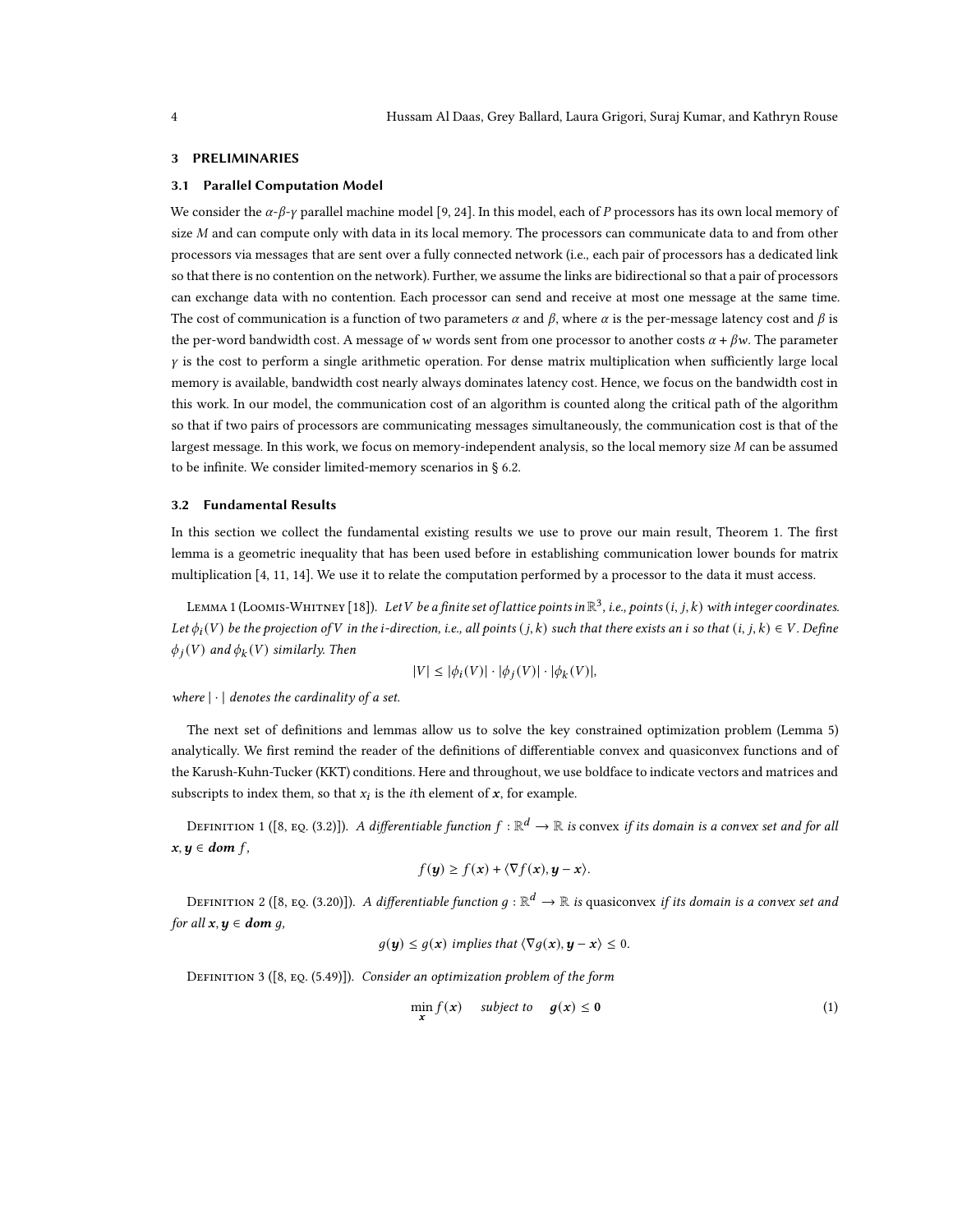## 3 PRELIMINARIES

### 3.1 Parallel Computation Model

We consider the $\alpha$-$\beta$-$\gamma$ parallel machine model [9, 24]. In this model, each of $P$ processors has its own local memory of size $M$ and can compute only with data in its local memory. The processors can communicate data to and from other processors via messages that are sent over a fully connected network (i.e., each pair of processors has a dedicated link so that there is no contention on the network). Further, we assume the links are bidirectional so that a pair of processors can exchange data with no contention. Each processor can send and receive at most one message at the same time. The cost of communication is a function of two parameters $\alpha$ and $\beta$, where $\alpha$ is the per-message latency cost and $\beta$ is the per-word bandwidth cost. A message of $w$ words sent from one processor to another costs $\alpha + \beta w$. The parameter $\gamma$ is the cost to perform a single arithmetic operation. For dense matrix multiplication when sufficiently large local memory is available, bandwidth cost nearly always dominates latency cost. Hence, we focus on the bandwidth cost in this work. In our model, the communication cost of an algorithm is counted along the critical path of the algorithm so that if two pairs of processors are communicating messages simultaneously, the communication cost is that of the largest message. In this work, we focus on memory-independent analysis, so the local memory size $M$ can be assumed to be infinite. We consider limited-memory scenarios in § 6.2.

### 3.2 Fundamental Results

In this section we collect the fundamental existing results we use to prove our main result, Theorem 1. The first lemma is a geometric inequality that has been used before in establishing communication lower bounds for matrix multiplication [4, 11, 14]. We use it to relate the computation performed by a processor to the data it must access.

Lemma 1 (Loomis-Whitney [18]). *Let $V$ be a finite set of lattice points in $\mathbb{R}^3$, i.e., points $(i, j, k)$ with integer coordinates. Let $\phi_i(V)$ be the projection of $V$ in the $i$-direction, i.e., all points $(j, k)$ such that there exists an $i$ so that $(i, j, k) \in V$. Define $\phi_j(V)$ and $\phi_k(V)$ similarly. Then*

$$|V| \leq |\phi_i(V)| \cdot |\phi_j(V)| \cdot |\phi_k(V)|,$$

*where $|\cdot|$ denotes the cardinality of a set.*

The next set of definitions and lemmas allow us to solve the key constrained optimization problem (Lemma 5) analytically. We first remind the reader of the definitions of differentiable convex and quasiconvex functions and of the Karush-Kuhn-Tucker (KKT) conditions. Here and throughout, we use boldface to indicate vectors and matrices and subscripts to index them, so that $x_i$ is the $i$th element of $\boldsymbol{x}$, for example.

Definition 1 ([8, eq. (3.2)]). *A differentiable function $f : \mathbb{R}^d \to \mathbb{R}$ is* convex *if its domain is a convex set and for all $\boldsymbol{x}, \boldsymbol{y} \in \textbf{dom}\, f$,*

$$f(\boldsymbol{y}) \geq f(\boldsymbol{x}) + \langle \nabla f(\boldsymbol{x}), \boldsymbol{y} - \boldsymbol{x} \rangle.$$

Definition 2 ([8, eq. (3.20)]). *A differentiable function $g : \mathbb{R}^d \to \mathbb{R}$ is* quasiconvex *if its domain is a convex set and for all $\boldsymbol{x}, \boldsymbol{y} \in \textbf{dom}\, g$,*

$$g(\boldsymbol{y}) \leq g(\boldsymbol{x}) \text{ implies that } \langle \nabla g(\boldsymbol{x}), \boldsymbol{y} - \boldsymbol{x} \rangle \leq 0.$$

Definition 3 ([8, eq. (5.49)]). *Consider an optimization problem of the form*

$$\min_{\boldsymbol{x}} f(\boldsymbol{x}) \quad \text{subject to} \quad \boldsymbol{g}(\boldsymbol{x}) \leq \boldsymbol{0} \tag{1}$$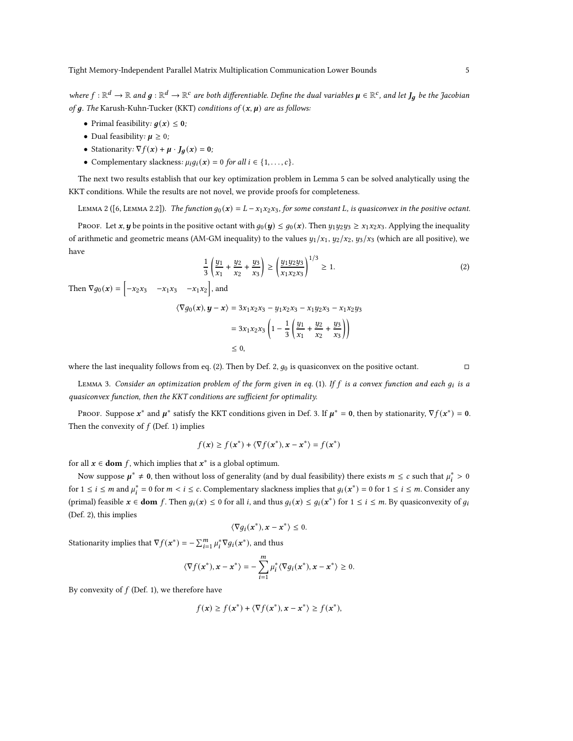*where $f : \mathbb{R}^d \to \mathbb{R}$ and $\boldsymbol{g} : \mathbb{R}^d \to \mathbb{R}^c$ are both differentiable. Define the dual variables $\boldsymbol{\mu} \in \mathbb{R}^c$, and let $\boldsymbol{J_g}$ be the Jacobian of $\boldsymbol{g}$. The* Karush-Kuhn-Tucker (KKT) *conditions of $(\boldsymbol{x}, \boldsymbol{\mu})$ are as follows:*

- Primal feasibility*: $\boldsymbol{g}(\boldsymbol{x}) \leq \boldsymbol{0}$;*
- Dual feasibility*: $\boldsymbol{\mu} \geq 0$;*
- Stationarity*: $\nabla f(\boldsymbol{x}) + \boldsymbol{\mu} \cdot \boldsymbol{J_g}(\boldsymbol{x}) = \boldsymbol{0}$;*
- Complementary slackness*: $\mu_i g_i(\boldsymbol{x}) = 0$ for all $i \in \{1, \dots, c\}$.*

The next two results establish that our key optimization problem in Lemma 5 can be solved analytically using the KKT conditions. While the results are not novel, we provide proofs for completeness.

Lemma 2 ([6, Lemma 2.2]). *The function $g_0(\boldsymbol{x}) = L - x_1 x_2 x_3$, for some constant $L$, is quasiconvex in the positive octant.*

Proof. Let $\boldsymbol{x}, \boldsymbol{y}$ be points in the positive octant with $g_0(\boldsymbol{y}) \leq g_0(\boldsymbol{x})$. Then $y_1 y_2 y_3 \geq x_1 x_2 x_3$. Applying the inequality of arithmetic and geometric means (AM-GM inequality) to the values $y_1/x_1$, $y_2/x_2$, $y_3/x_3$ (which are all positive), we have

$$\frac{1}{3}\left(\frac{y_1}{x_1} + \frac{y_2}{x_2} + \frac{y_3}{x_3}\right) \geq \left(\frac{y_1 y_2 y_3}{x_1 x_2 x_3}\right)^{1/3} \geq 1. \tag{2}$$

Then $\nabla g_0(\boldsymbol{x}) = \begin{bmatrix} -x_2 x_3 & -x_1 x_3 & -x_1 x_2 \end{bmatrix}$, and

$$\begin{aligned}
\langle \nabla g_0(\boldsymbol{x}), \boldsymbol{y} - \boldsymbol{x} \rangle &= 3x_1 x_2 x_3 - y_1 x_2 x_3 - x_1 y_2 x_3 - x_1 x_2 y_3 \\
&= 3x_1 x_2 x_3 \left(1 - \frac{1}{3}\left(\frac{y_1}{x_1} + \frac{y_2}{x_2} + \frac{y_3}{x_3}\right)\right) \\
&\leq 0,
\end{aligned}$$

where the last inequality follows from eq. (2). Then by Def. 2, $g_0$ is quasiconvex on the positive octant. □

Lemma 3. *Consider an optimization problem of the form given in eq. (1). If $f$ is a convex function and each $g_i$ is a quasiconvex function, then the KKT conditions are sufficient for optimality.*

Proof. Suppose $\boldsymbol{x}^*$ and $\boldsymbol{\mu}^*$ satisfy the KKT conditions given in Def. 3. If $\boldsymbol{\mu}^* = \boldsymbol{0}$, then by stationarity, $\nabla f(\boldsymbol{x}^*) = \boldsymbol{0}$. Then the convexity of $f$ (Def. 1) implies

$$f(\boldsymbol{x}) \geq f(\boldsymbol{x}^*) + \langle \nabla f(\boldsymbol{x}^*), \boldsymbol{x} - \boldsymbol{x}^* \rangle = f(\boldsymbol{x}^*)$$

for all $\boldsymbol{x} \in \mathbf{dom}\, f$, which implies that $\boldsymbol{x}^*$ is a global optimum.

Now suppose $\boldsymbol{\mu}^* \neq \boldsymbol{0}$, then without loss of generality (and by dual feasibility) there exists $m \leq c$ such that $\mu_i^* > 0$ for $1 \leq i \leq m$ and $\mu_i^* = 0$ for $m < i \leq c$. Complementary slackness implies that $g_i(\boldsymbol{x}^*) = 0$ for $1 \leq i \leq m$. Consider any (primal) feasible $\boldsymbol{x} \in \mathbf{dom}\, f$. Then $g_i(\boldsymbol{x}) \leq 0$ for all $i$, and thus $g_i(\boldsymbol{x}) \leq g_i(\boldsymbol{x}^*)$ for $1 \leq i \leq m$. By quasiconvexity of $g_i$ (Def. 2), this implies

$$\langle \nabla g_i(\boldsymbol{x}^*), \boldsymbol{x} - \boldsymbol{x}^* \rangle \leq 0.$$

Stationarity implies that $\nabla f(\boldsymbol{x}^*) = -\sum_{i=1}^m \mu_i^* \nabla g_i(\boldsymbol{x}^*)$, and thus

$$\langle \nabla f(\boldsymbol{x}^*), \boldsymbol{x} - \boldsymbol{x}^* \rangle = -\sum_{i=1}^m \mu_i^* \langle \nabla g_i(\boldsymbol{x}^*), \boldsymbol{x} - \boldsymbol{x}^* \rangle \geq 0.$$

By convexity of $f$ (Def. 1), we therefore have

$$f(\boldsymbol{x}) \geq f(\boldsymbol{x}^*) + \langle \nabla f(\boldsymbol{x}^*), \boldsymbol{x} - \boldsymbol{x}^* \rangle \geq f(\boldsymbol{x}^*),$$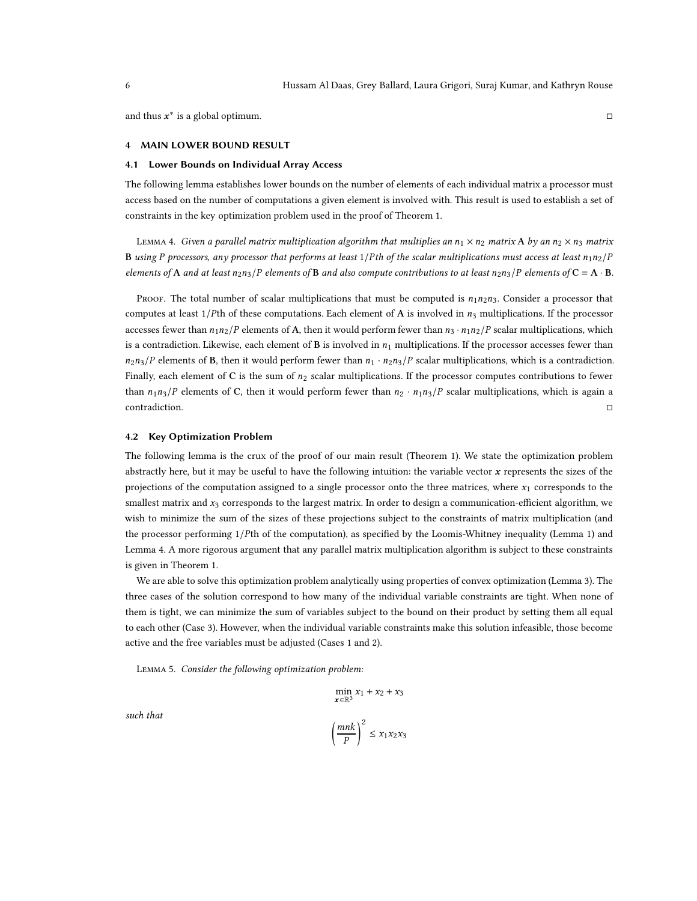and thus $\boldsymbol{x}^*$ is a global optimum. ◻

## 4 MAIN LOWER BOUND RESULT

### 4.1 Lower Bounds on Individual Array Access

The following lemma establishes lower bounds on the number of elements of each individual matrix a processor must access based on the number of computations a given element is involved with. This result is used to establish a set of constraints in the key optimization problem used in the proof of Theorem 1.

Lemma 4. *Given a parallel matrix multiplication algorithm that multiplies an $n_1 \times n_2$ matrix $\mathbf{A}$ by an $n_2 \times n_3$ matrix $\mathbf{B}$ using $P$ processors, any processor that performs at least $1/P$th of the scalar multiplications must access at least $n_1 n_2/P$ elements of $\mathbf{A}$ and at least $n_2 n_3/P$ elements of $\mathbf{B}$ and also compute contributions to at least $n_2 n_3/P$ elements of $\mathbf{C} = \mathbf{A} \cdot \mathbf{B}$.*

Proof. The total number of scalar multiplications that must be computed is $n_1 n_2 n_3$. Consider a processor that computes at least $1/P$th of these computations. Each element of $\mathbf{A}$ is involved in $n_3$ multiplications. If the processor accesses fewer than $n_1 n_2/P$ elements of $\mathbf{A}$, then it would perform fewer than $n_3 \cdot n_1 n_2/P$ scalar multiplications, which is a contradiction. Likewise, each element of $\mathbf{B}$ is involved in $n_1$ multiplications. If the processor accesses fewer than $n_2 n_3/P$ elements of $\mathbf{B}$, then it would perform fewer than $n_1 \cdot n_2 n_3/P$ scalar multiplications, which is a contradiction. Finally, each element of $\mathbf{C}$ is the sum of $n_2$ scalar multiplications. If the processor computes contributions to fewer than $n_1 n_3/P$ elements of $\mathbf{C}$, then it would perform fewer than $n_2 \cdot n_1 n_3/P$ scalar multiplications, which is again a contradiction. ◻

### 4.2 Key Optimization Problem

The following lemma is the crux of the proof of our main result (Theorem 1). We state the optimization problem abstractly here, but it may be useful to have the following intuition: the variable vector $\boldsymbol{x}$ represents the sizes of the projections of the computation assigned to a single processor onto the three matrices, where $x_1$ corresponds to the smallest matrix and $x_3$ corresponds to the largest matrix. In order to design a communication-efficient algorithm, we wish to minimize the sum of the sizes of these projections subject to the constraints of matrix multiplication (and the processor performing $1/P$th of the computation), as specified by the Loomis-Whitney inequality (Lemma 1) and Lemma 4. A more rigorous argument that any parallel matrix multiplication algorithm is subject to these constraints is given in Theorem 1.

We are able to solve this optimization problem analytically using properties of convex optimization (Lemma 3). The three cases of the solution correspond to how many of the individual variable constraints are tight. When none of them is tight, we can minimize the sum of variables subject to the bound on their product by setting them all equal to each other (Case 3). However, when the individual variable constraints make this solution infeasible, those become active and the free variables must be adjusted (Cases 1 and 2).

Lemma 5. *Consider the following optimization problem:*

$$\min_{\boldsymbol{x} \in \mathbb{R}^3} x_1 + x_2 + x_3$$

*such that*

$$\left(\frac{mnk}{P}\right)^2 \leq x_1 x_2 x_3$$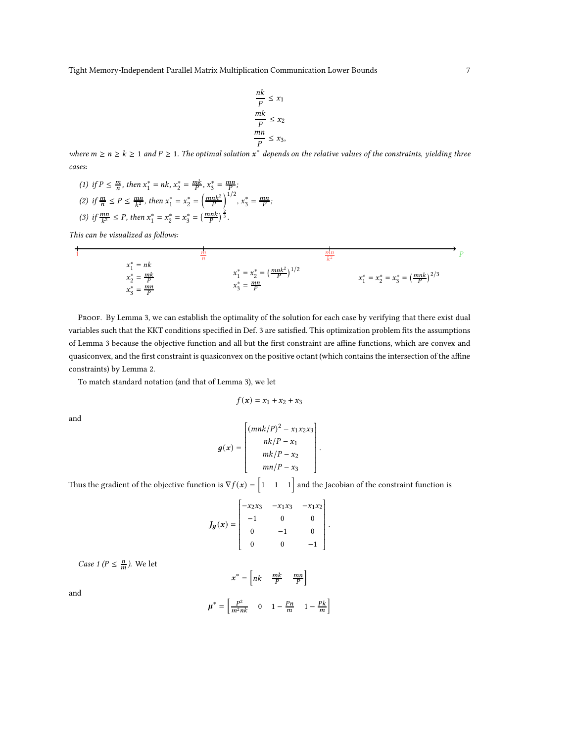$$\frac{nk}{P} \leq x_1$$
$$\frac{mk}{P} \leq x_2$$
$$\frac{mn}{P} \leq x_3,$$

*where $m \geq n \geq k \geq 1$ and $P \geq 1$. The optimal solution $\boldsymbol{x}^*$ depends on the relative values of the constraints, yielding three cases:*

1. *if $P \leq \frac{m}{n}$, then $x_1^* = nk$, $x_2^* = \frac{mk}{P}$, $x_3^* = \frac{mn}{P}$;*
2. *if $\frac{m}{n} \leq P \leq \frac{mn}{k^2}$, then $x_1^* = x_2^* = \left(\frac{mnk^2}{P}\right)^{1/2}$, $x_3^* = \frac{mn}{P}$;*
3. *if $\frac{mn}{k^2} \leq P$, then $x_1^* = x_2^* = x_3^* = \left(\frac{mnk}{P}\right)^{\frac{2}{3}}$.*

*This can be visualized as follows:*

| $1 \leq P \leq \frac{m}{n}$ | $\frac{m}{n} \leq P \leq \frac{mn}{k^2}$ | $\frac{mn}{k^2} \leq P$ |
|---|---|---|
| $x_1^* = nk$, $x_2^* = \frac{mk}{P}$, $x_3^* = \frac{mn}{P}$ | $x_1^* = x_2^* = \left(\frac{mnk^2}{P}\right)^{1/2}$, $x_3^* = \frac{mn}{P}$ | $x_1^* = x_2^* = x_3^* = \left(\frac{mnk}{P}\right)^{2/3}$ |

Proof. By Lemma 3, we can establish the optimality of the solution for each case by verifying that there exist dual variables such that the KKT conditions specified in Def. 3 are satisfied. This optimization problem fits the assumptions of Lemma 3 because the objective function and all but the first constraint are affine functions, which are convex and quasiconvex, and the first constraint is quasiconvex on the positive octant (which contains the intersection of the affine constraints) by Lemma 2.

To match standard notation (and that of Lemma 3), we let

$$f(\boldsymbol{x}) = x_1 + x_2 + x_3$$

and

$$\boldsymbol{g}(\boldsymbol{x}) = \begin{bmatrix} (mnk/P)^2 - x_1x_2x_3 \\ nk/P - x_1 \\ mk/P - x_2 \\ mn/P - x_3 \end{bmatrix}.$$

Thus the gradient of the objective function is $\nabla f(\boldsymbol{x}) = \begin{bmatrix} 1 & 1 & 1 \end{bmatrix}$ and the Jacobian of the constraint function is

$$\boldsymbol{J_g}(\boldsymbol{x}) = \begin{bmatrix} -x_2x_3 & -x_1x_3 & -x_1x_2 \\ -1 & 0 & 0 \\ 0 & -1 & 0 \\ 0 & 0 & -1 \end{bmatrix}.$$

*Case 1 ($P \leq \frac{n}{m}$).* We let

$$\boldsymbol{x}^* = \begin{bmatrix} nk & \frac{mk}{P} & \frac{mn}{P} \end{bmatrix}$$

and

$$\boldsymbol{\mu}^* = \begin{bmatrix} \frac{P^2}{m^2nk} & 0 & 1 - \frac{Pn}{m} & 1 - \frac{Pk}{m} \end{bmatrix}$$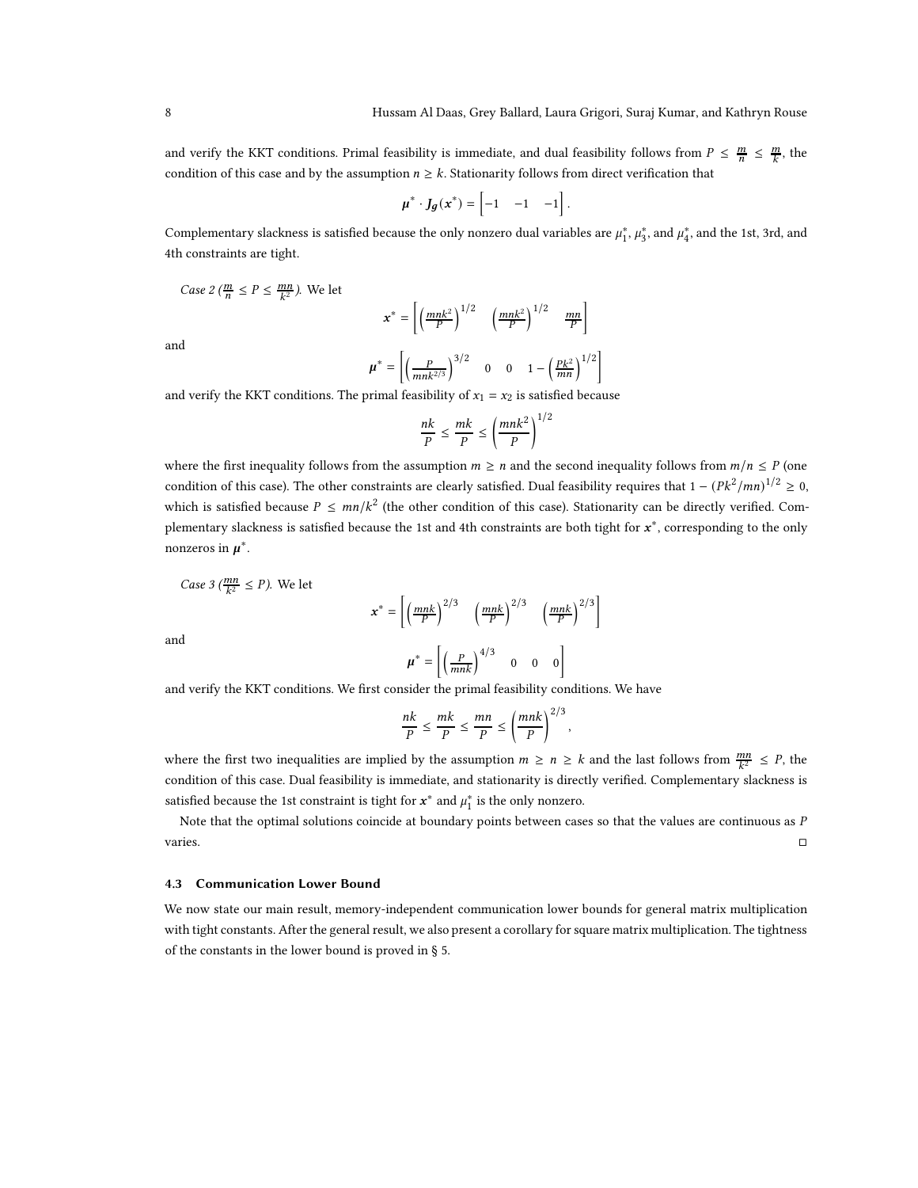and verify the KKT conditions. Primal feasibility is immediate, and dual feasibility follows from $P \leq \frac{m}{n} \leq \frac{m}{k}$, the condition of this case and by the assumption $n \geq k$. Stationarity follows from direct verification that

$$\boldsymbol{\mu}^* \cdot \boldsymbol{J_g}(\boldsymbol{x}^*) = \begin{bmatrix} -1 & -1 & -1 \end{bmatrix}.$$

Complementary slackness is satisfied because the only nonzero dual variables are $\mu_1^*$, $\mu_3^*$, and $\mu_4^*$, and the 1st, 3rd, and 4th constraints are tight.

*Case 2 ($\frac{m}{n} \leq P \leq \frac{mn}{k^2}$).* We let

$$\boldsymbol{x}^* = \begin{bmatrix} \left(\frac{mnk^2}{P}\right)^{1/2} & \left(\frac{mnk^2}{P}\right)^{1/2} & \frac{mn}{P} \end{bmatrix}$$

and

$$\boldsymbol{\mu}^* = \begin{bmatrix} \left(\frac{P}{mnk^{2/3}}\right)^{3/2} & 0 & 0 & 1 - \left(\frac{Pk^2}{mn}\right)^{1/2} \end{bmatrix}$$

and verify the KKT conditions. The primal feasibility of $x_1 = x_2$ is satisfied because

$$\frac{nk}{P} \leq \frac{mk}{P} \leq \left(\frac{mnk^2}{P}\right)^{1/2}$$

where the first inequality follows from the assumption $m \geq n$ and the second inequality follows from $m/n \leq P$ (one condition of this case). The other constraints are clearly satisfied. Dual feasibility requires that $1 - (Pk^2/mn)^{1/2} \geq 0$, which is satisfied because $P \leq mn/k^2$ (the other condition of this case). Stationarity can be directly verified. Complementary slackness is satisfied because the 1st and 4th constraints are both tight for $\boldsymbol{x}^*$, corresponding to the only nonzeros in $\boldsymbol{\mu}^*$.

*Case 3 ($\frac{mn}{k^2} \leq P$).* We let

$$\boldsymbol{x}^* = \begin{bmatrix} \left(\frac{mnk}{P}\right)^{2/3} & \left(\frac{mnk}{P}\right)^{2/3} & \left(\frac{mnk}{P}\right)^{2/3} \end{bmatrix}$$

and

$$\boldsymbol{\mu}^* = \begin{bmatrix} \left(\frac{P}{mnk}\right)^{4/3} & 0 & 0 & 0 \end{bmatrix}$$

and verify the KKT conditions. We first consider the primal feasibility conditions. We have

$$\frac{nk}{P} \leq \frac{mk}{P} \leq \frac{mn}{P} \leq \left(\frac{mnk}{P}\right)^{2/3},$$

where the first two inequalities are implied by the assumption $m \geq n \geq k$ and the last follows from $\frac{mn}{k^2} \leq P$, the condition of this case. Dual feasibility is immediate, and stationarity is directly verified. Complementary slackness is satisfied because the 1st constraint is tight for $\boldsymbol{x}^*$ and $\mu_1^*$ is the only nonzero.

Note that the optimal solutions coincide at boundary points between cases so that the values are continuous as $P$ varies. □

### 4.3 Communication Lower Bound

We now state our main result, memory-independent communication lower bounds for general matrix multiplication with tight constants. After the general result, we also present a corollary for square matrix multiplication. The tightness of the constants in the lower bound is proved in § 5.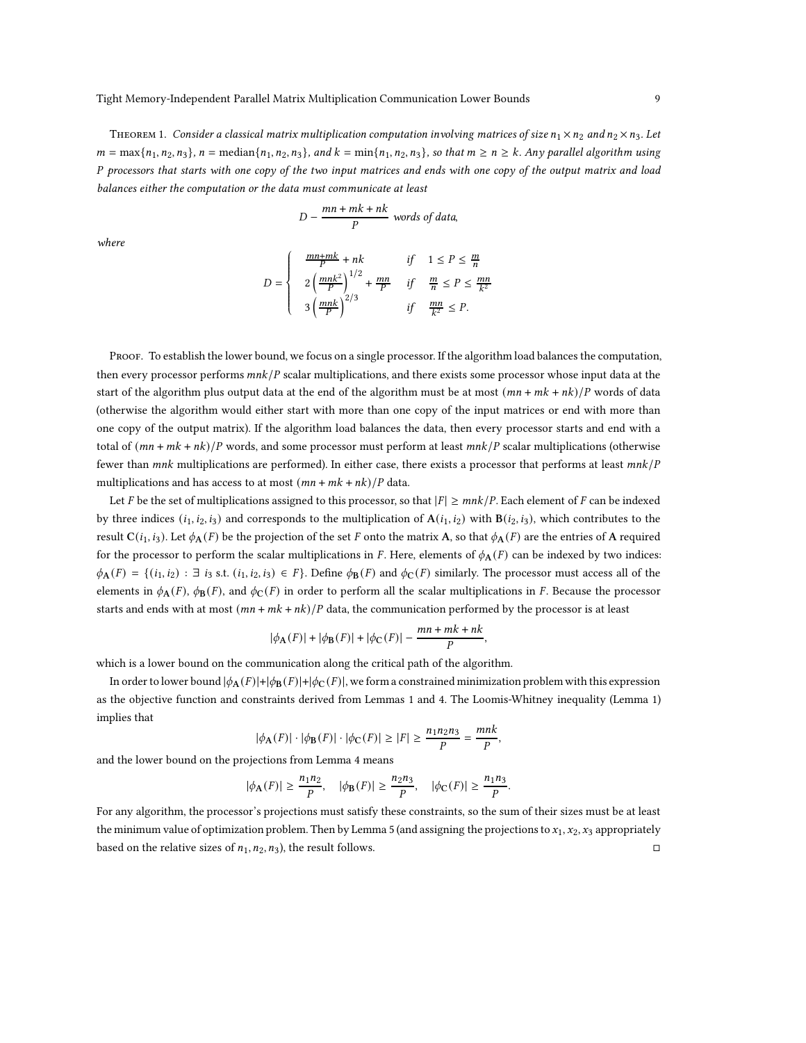Theorem 1. *Consider a classical matrix multiplication computation involving matrices of size $n_1 \times n_2$ and $n_2 \times n_3$. Let $m = \max\{n_1, n_2, n_3\}$, $n = \text{median}\{n_1, n_2, n_3\}$, and $k = \min\{n_1, n_2, n_3\}$, so that $m \geq n \geq k$. Any parallel algorithm using $P$ processors that starts with one copy of the two input matrices and ends with one copy of the output matrix and load balances either the computation or the data must communicate at least*

$$D - \frac{mn + mk + nk}{P} \text{ words of data,}$$

*where*

$$D = \begin{cases} \frac{mn+mk}{P} + nk & \text{if} \quad 1 \leq P \leq \frac{m}{n} \\ 2\left(\frac{mnk^2}{P}\right)^{1/2} + \frac{mn}{P} & \text{if} \quad \frac{m}{n} \leq P \leq \frac{mn}{k^2} \\ 3\left(\frac{mnk}{P}\right)^{2/3} & \text{if} \quad \frac{mn}{k^2} \leq P. \end{cases}$$

Proof. To establish the lower bound, we focus on a single processor. If the algorithm load balances the computation, then every processor performs $mnk/P$ scalar multiplications, and there exists some processor whose input data at the start of the algorithm plus output data at the end of the algorithm must be at most $(mn + mk + nk)/P$ words of data (otherwise the algorithm would either start with more than one copy of the input matrices or end with more than one copy of the output matrix). If the algorithm load balances the data, then every processor starts and end with a total of $(mn + mk + nk)/P$ words, and some processor must perform at least $mnk/P$ scalar multiplications (otherwise fewer than $mnk$ multiplications are performed). In either case, there exists a processor that performs at least $mnk/P$ multiplications and has access to at most $(mn + mk + nk)/P$ data.

Let $F$ be the set of multiplications assigned to this processor, so that $|F| \geq mnk/P$. Each element of $F$ can be indexed by three indices $(i_1, i_2, i_3)$ and corresponds to the multiplication of $\mathbf{A}(i_1, i_2)$ with $\mathbf{B}(i_2, i_3)$, which contributes to the result $\mathbf{C}(i_1, i_3)$. Let $\phi_{\mathbf{A}}(F)$ be the projection of the set $F$ onto the matrix $\mathbf{A}$, so that $\phi_{\mathbf{A}}(F)$ are the entries of $\mathbf{A}$ required for the processor to perform the scalar multiplications in $F$. Here, elements of $\phi_{\mathbf{A}}(F)$ can be indexed by two indices: $\phi_{\mathbf{A}}(F) = \{(i_1, i_2) : \exists\ i_3 \text{ s.t. } (i_1, i_2, i_3) \in F\}$. Define $\phi_{\mathbf{B}}(F)$ and $\phi_{\mathbf{C}}(F)$ similarly. The processor must access all of the elements in $\phi_{\mathbf{A}}(F)$, $\phi_{\mathbf{B}}(F)$, and $\phi_{\mathbf{C}}(F)$ in order to perform all the scalar multiplications in $F$. Because the processor starts and ends with at most $(mn + mk + nk)/P$ data, the communication performed by the processor is at least

$$|\phi_{\mathbf{A}}(F)| + |\phi_{\mathbf{B}}(F)| + |\phi_{\mathbf{C}}(F)| - \frac{mn + mk + nk}{P},$$

which is a lower bound on the communication along the critical path of the algorithm.

In order to lower bound $|\phi_{\mathbf{A}}(F)|+|\phi_{\mathbf{B}}(F)|+|\phi_{\mathbf{C}}(F)|$, we form a constrained minimization problem with this expression as the objective function and constraints derived from Lemmas 1 and 4. The Loomis-Whitney inequality (Lemma 1) implies that

$$|\phi_{\mathbf{A}}(F)| \cdot |\phi_{\mathbf{B}}(F)| \cdot |\phi_{\mathbf{C}}(F)| \geq |F| \geq \frac{n_1 n_2 n_3}{P} = \frac{mnk}{P},$$

and the lower bound on the projections from Lemma 4 means

$$|\phi_{\mathbf{A}}(F)| \geq \frac{n_1 n_2}{P}, \quad |\phi_{\mathbf{B}}(F)| \geq \frac{n_2 n_3}{P}, \quad |\phi_{\mathbf{C}}(F)| \geq \frac{n_1 n_3}{P}.$$

For any algorithm, the processor's projections must satisfy these constraints, so the sum of their sizes must be at least the minimum value of optimization problem. Then by Lemma 5 (and assigning the projections to $x_1, x_2, x_3$ appropriately based on the relative sizes of $n_1, n_2, n_3$), the result follows. □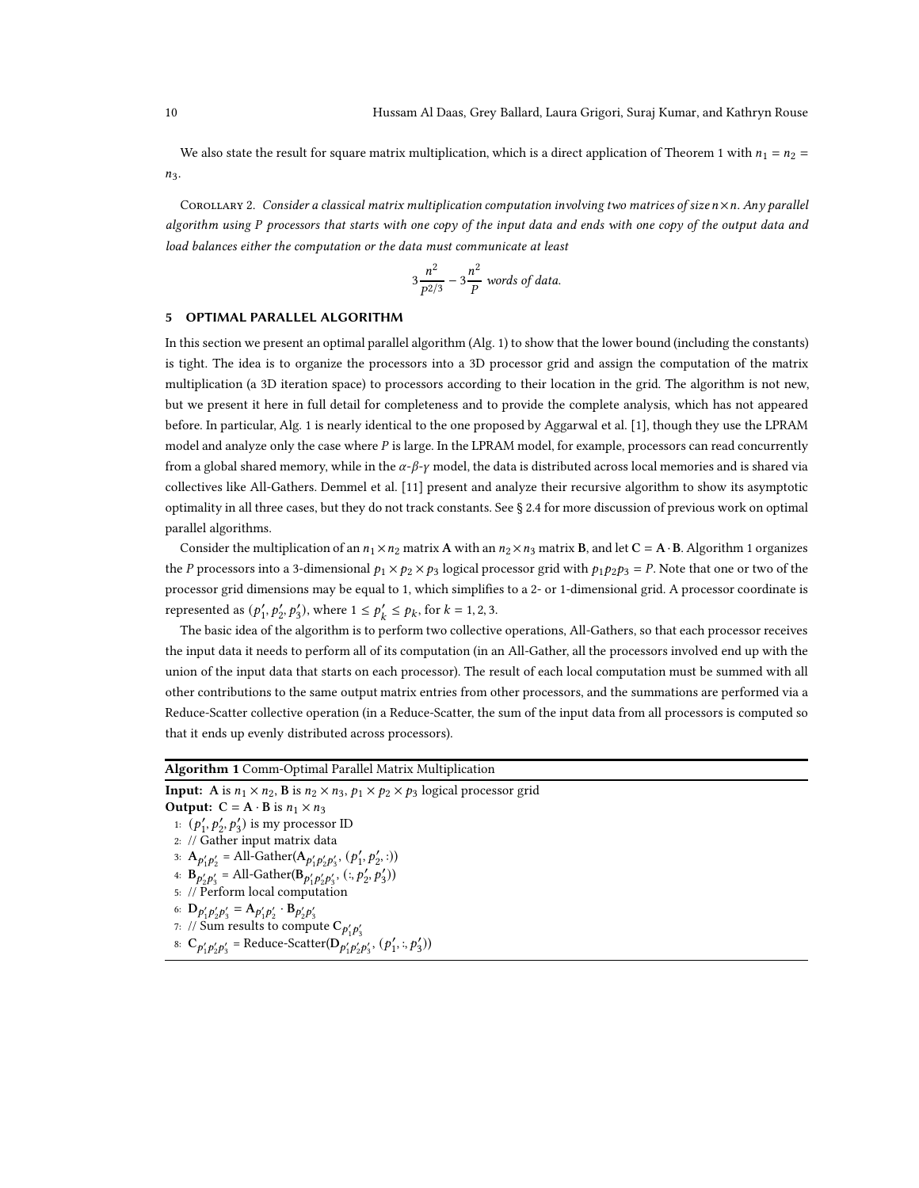We also state the result for square matrix multiplication, which is a direct application of Theorem 1 with $n_1 = n_2 = n_3$.

Corollary 2. *Consider a classical matrix multiplication computation involving two matrices of size $n \times n$. Any parallel algorithm using $P$ processors that starts with one copy of the input data and ends with one copy of the output data and load balances either the computation or the data must communicate at least*

$$3\frac{n^2}{P^{2/3}} - 3\frac{n^2}{P} \text{ words of data.}$$

## 5 OPTIMAL PARALLEL ALGORITHM

In this section we present an optimal parallel algorithm (Alg. 1) to show that the lower bound (including the constants) is tight. The idea is to organize the processors into a 3D processor grid and assign the computation of the matrix multiplication (a 3D iteration space) to processors according to their location in the grid. The algorithm is not new, but we present it here in full detail for completeness and to provide the complete analysis, which has not appeared before. In particular, Alg. 1 is nearly identical to the one proposed by Aggarwal et al. [1], though they use the LPRAM model and analyze only the case where $P$ is large. In the LPRAM model, for example, processors can read concurrently from a global shared memory, while in the $\alpha$-$\beta$-$\gamma$ model, the data is distributed across local memories and is shared via collectives like All-Gathers. Demmel et al. [11] present and analyze their recursive algorithm to show its asymptotic optimality in all three cases, but they do not track constants. See § 2.4 for more discussion of previous work on optimal parallel algorithms.

Consider the multiplication of an $n_1 \times n_2$ matrix $\mathbf{A}$ with an $n_2 \times n_3$ matrix $\mathbf{B}$, and let $\mathbf{C} = \mathbf{A} \cdot \mathbf{B}$. Algorithm 1 organizes the $P$ processors into a 3-dimensional $p_1 \times p_2 \times p_3$ logical processor grid with $p_1 p_2 p_3 = P$. Note that one or two of the processor grid dimensions may be equal to 1, which simplifies to a 2- or 1-dimensional grid. A processor coordinate is represented as $(p_1', p_2', p_3')$, where $1 \le p_k' \le p_k$, for $k = 1, 2, 3$.

The basic idea of the algorithm is to perform two collective operations, All-Gathers, so that each processor receives the input data it needs to perform all of its computation (in an All-Gather, all the processors involved end up with the union of the input data that starts on each processor). The result of each local computation must be summed with all other contributions to the same output matrix entries from other processors, and the summations are performed via a Reduce-Scatter collective operation (in a Reduce-Scatter, the sum of the input data from all processors is computed so that it ends up evenly distributed across processors).

**Algorithm 1** Comm-Optimal Parallel Matrix Multiplication

**Input:** $\mathbf{A}$ is $n_1 \times n_2$, $\mathbf{B}$ is $n_2 \times n_3$, $p_1 \times p_2 \times p_3$ logical processor grid
**Output:** $\mathbf{C} = \mathbf{A} \cdot \mathbf{B}$ is $n_1 \times n_3$

1: $(p_1', p_2', p_3')$ is my processor ID
2: // Gather input matrix data
3: $\mathbf{A}_{p_1'p_2'} = \text{All-Gather}(\mathbf{A}_{p_1'p_2'p_3'}, (p_1', p_2', :))$
4: $\mathbf{B}_{p_2'p_3'} = \text{All-Gather}(\mathbf{B}_{p_1'p_2'p_3'}, (:, p_2', p_3'))$
5: // Perform local computation
6: $\mathbf{D}_{p_1'p_2'p_3'} = \mathbf{A}_{p_1'p_2'} \cdot \mathbf{B}_{p_2'p_3'}$
7: // Sum results to compute $\mathbf{C}_{p_1'p_3'}$
8: $\mathbf{C}_{p_1'p_2'p_3'} = \text{Reduce-Scatter}(\mathbf{D}_{p_1'p_2'p_3'}, (p_1', :, p_3'))$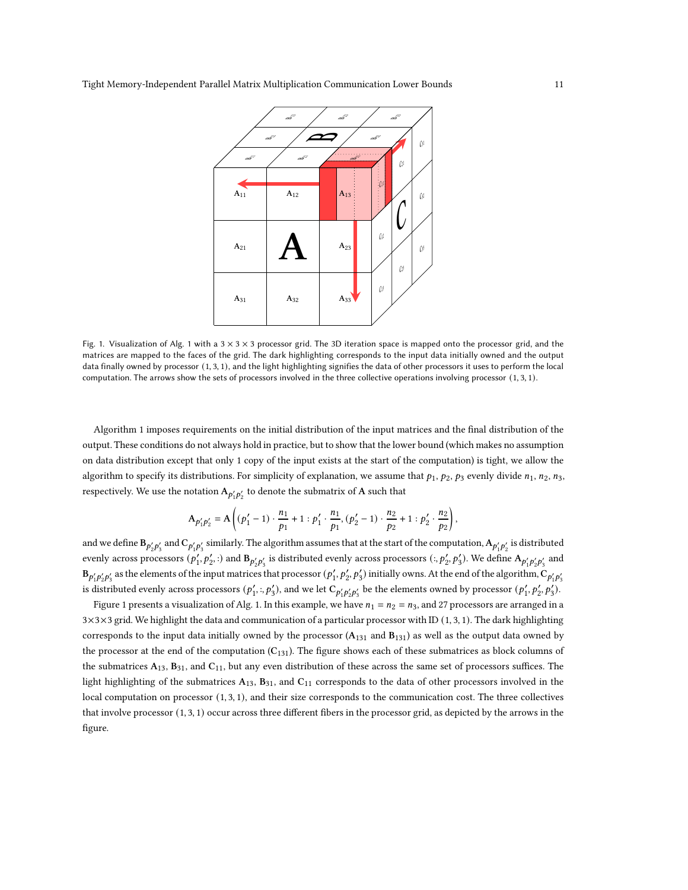Fig. 1. Visualization of Alg. 1 with a $3 \times 3 \times 3$ processor grid. The 3D iteration space is mapped onto the processor grid, and the matrices are mapped to the faces of the grid. The dark highlighting corresponds to the input data initially owned and the output data finally owned by processor $(1, 3, 1)$, and the light highlighting signifies the data of other processors it uses to perform the local computation. The arrows show the sets of processors involved in the three collective operations involving processor $(1, 3, 1)$.

Algorithm 1 imposes requirements on the initial distribution of the input matrices and the final distribution of the output. These conditions do not always hold in practice, but to show that the lower bound (which makes no assumption on data distribution except that only 1 copy of the input exists at the start of the computation) is tight, we allow the algorithm to specify its distributions. For simplicity of explanation, we assume that $p_1$, $p_2$, $p_3$ evenly divide $n_1$, $n_2$, $n_3$, respectively. We use the notation $\mathbf{A}_{p_1' p_2'}$ to denote the submatrix of $\mathbf{A}$ such that

$$\mathbf{A}_{p_1' p_2'} = \mathbf{A}\left((p_1' - 1) \cdot \frac{n_1}{p_1} + 1 : p_1' \cdot \frac{n_1}{p_1}, (p_2' - 1) \cdot \frac{n_2}{p_2} + 1 : p_2' \cdot \frac{n_2}{p_2}\right),$$

and we define $\mathbf{B}_{p_2' p_3'}$ and $\mathbf{C}_{p_1' p_3'}$ similarly. The algorithm assumes that at the start of the computation, $\mathbf{A}_{p_1' p_2'}$ is distributed evenly across processors $(p_1', p_2', :)$ and $\mathbf{B}_{p_2' p_3'}$ is distributed evenly across processors $(:, p_2', p_3')$. We define $\mathbf{A}_{p_1' p_2' p_3'}$ and $\mathbf{B}_{p_1' p_2' p_3'}$ as the elements of the input matrices that processor $(p_1', p_2', p_3')$ initially owns. At the end of the algorithm, $\mathbf{C}_{p_1' p_3'}$ is distributed evenly across processors $(p_1', :, p_3')$, and we let $\mathbf{C}_{p_1' p_2' p_3'}$ be the elements owned by processor $(p_1', p_2', p_3')$.

Figure 1 presents a visualization of Alg. 1. In this example, we have $n_1 = n_2 = n_3$, and 27 processors are arranged in a $3\times3\times3$ grid. We highlight the data and communication of a particular processor with ID $(1, 3, 1)$. The dark highlighting corresponds to the input data initially owned by the processor ($\mathbf{A}_{131}$ and $\mathbf{B}_{131}$) as well as the output data owned by the processor at the end of the computation ($\mathbf{C}_{131}$). The figure shows each of these submatrices as block columns of the submatrices $\mathbf{A}_{13}$, $\mathbf{B}_{31}$, and $\mathbf{C}_{11}$, but any even distribution of these across the same set of processors suffices. The light highlighting of the submatrices $\mathbf{A}_{13}$, $\mathbf{B}_{31}$, and $\mathbf{C}_{11}$ corresponds to the data of other processors involved in the local computation on processor $(1, 3, 1)$, and their size corresponds to the communication cost. The three collectives that involve processor $(1, 3, 1)$ occur across three different fibers in the processor grid, as depicted by the arrows in the figure.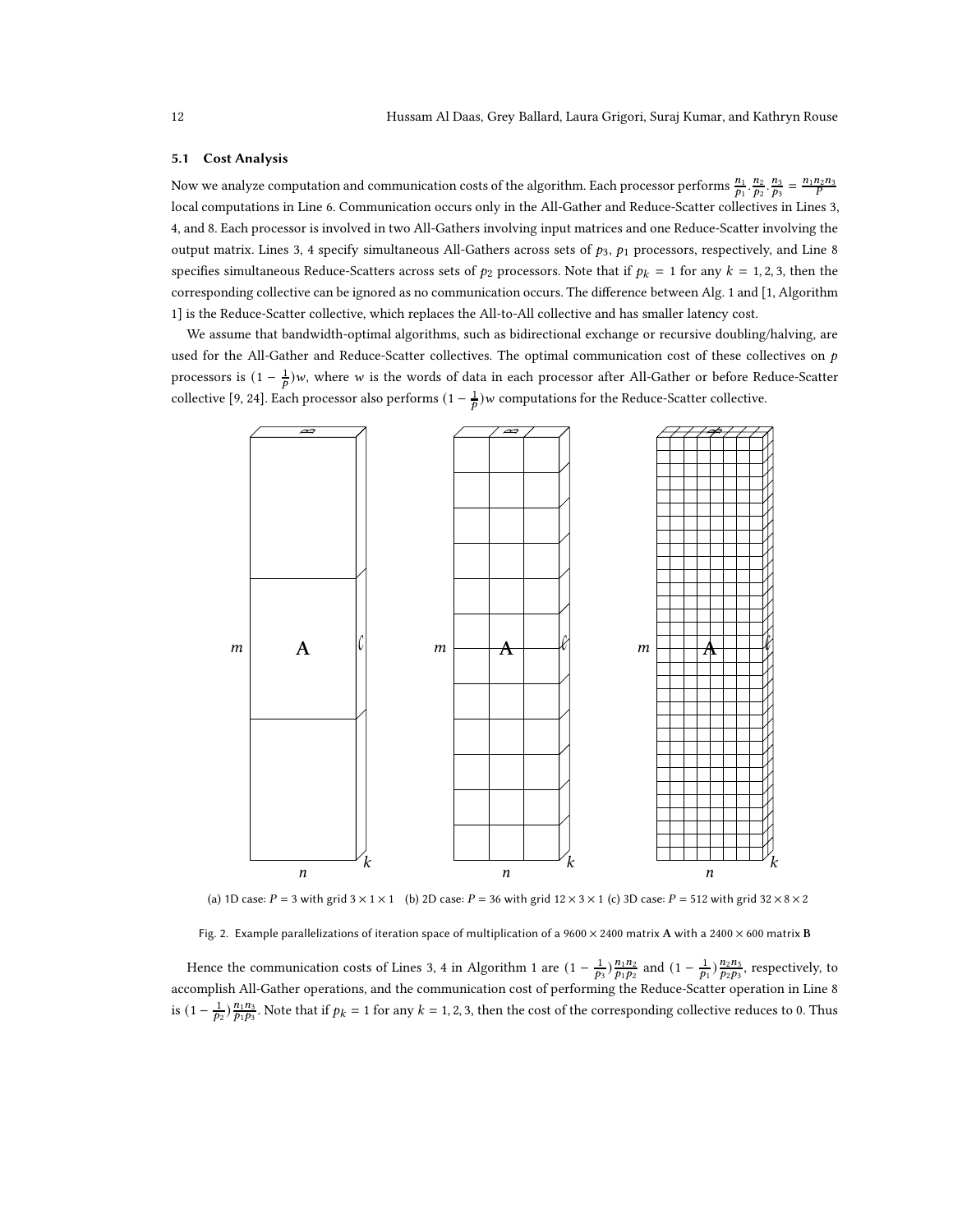### 5.1 Cost Analysis

Now we analyze computation and communication costs of the algorithm. Each processor performs $\frac{n_1}{p_1} \cdot \frac{n_2}{p_2} \cdot \frac{n_3}{p_3} = \frac{n_1 n_2 n_3}{P}$ local computations in Line 6. Communication occurs only in the All-Gather and Reduce-Scatter collectives in Lines 3, 4, and 8. Each processor is involved in two All-Gathers involving input matrices and one Reduce-Scatter involving the output matrix. Lines 3, 4 specify simultaneous All-Gathers across sets of $p_3$, $p_1$ processors, respectively, and Line 8 specifies simultaneous Reduce-Scatters across sets of $p_2$ processors. Note that if $p_k = 1$ for any $k = 1, 2, 3$, then the corresponding collective can be ignored as no communication occurs. The difference between Alg. 1 and [1, Algorithm 1] is the Reduce-Scatter collective, which replaces the All-to-All collective and has smaller latency cost.

We assume that bandwidth-optimal algorithms, such as bidirectional exchange or recursive doubling/halving, are used for the All-Gather and Reduce-Scatter collectives. The optimal communication cost of these collectives on $p$ processors is $(1 - \frac{1}{p})w$, where $w$ is the words of data in each processor after All-Gather or before Reduce-Scatter collective [9, 24]. Each processor also performs $(1 - \frac{1}{p})w$ computations for the Reduce-Scatter collective.

(a) 1D case: $P = 3$ with grid $3 \times 1 \times 1$ (b) 2D case: $P = 36$ with grid $12 \times 3 \times 1$ (c) 3D case: $P = 512$ with grid $32 \times 8 \times 2$

Fig. 2. Example parallelizations of iteration space of multiplication of a $9600 \times 2400$ matrix **A** with a $2400 \times 600$ matrix **B**

Hence the communication costs of Lines 3, 4 in Algorithm 1 are $(1 - \frac{1}{p_3})\frac{n_1 n_2}{p_1 p_2}$ and $(1 - \frac{1}{p_1})\frac{n_2 n_3}{p_2 p_3}$, respectively, to accomplish All-Gather operations, and the communication cost of performing the Reduce-Scatter operation in Line 8 is $(1 - \frac{1}{p_2})\frac{n_1 n_3}{p_1 p_3}$. Note that if $p_k = 1$ for any $k = 1, 2, 3$, then the cost of the corresponding collective reduces to 0. Thus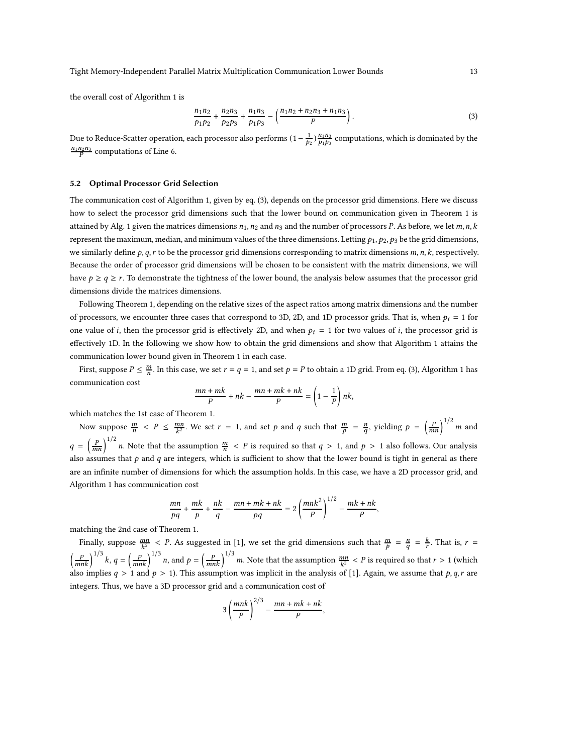the overall cost of Algorithm 1 is

$$\frac{n_1 n_2}{p_1 p_2} + \frac{n_2 n_3}{p_2 p_3} + \frac{n_1 n_3}{p_1 p_3} - \left(\frac{n_1 n_2 + n_2 n_3 + n_1 n_3}{P}\right). \tag{3}$$

Due to Reduce-Scatter operation, each processor also performs $(1 - \frac{1}{p_2})\frac{n_1 n_3}{p_1 p_3}$ computations, which is dominated by the $\frac{n_1 n_2 n_3}{P}$ computations of Line 6.

### 5.2 Optimal Processor Grid Selection

The communication cost of Algorithm 1, given by eq. (3), depends on the processor grid dimensions. Here we discuss how to select the processor grid dimensions such that the lower bound on communication given in Theorem 1 is attained by Alg. 1 given the matrices dimensions $n_1, n_2$ and $n_3$ and the number of processors $P$. As before, we let $m, n, k$ represent the maximum, median, and minimum values of the three dimensions. Letting $p_1, p_2, p_3$ be the grid dimensions, we similarly define $p, q, r$ to be the processor grid dimensions corresponding to matrix dimensions $m, n, k$, respectively. Because the order of processor grid dimensions will be chosen to be consistent with the matrix dimensions, we will have $p \geq q \geq r$. To demonstrate the tightness of the lower bound, the analysis below assumes that the processor grid dimensions divide the matrices dimensions.

Following Theorem 1, depending on the relative sizes of the aspect ratios among matrix dimensions and the number of processors, we encounter three cases that correspond to 3D, 2D, and 1D processor grids. That is, when $p_i = 1$ for one value of $i$, then the processor grid is effectively 2D, and when $p_i = 1$ for two values of $i$, the processor grid is effectively 1D. In the following we show how to obtain the grid dimensions and show that Algorithm 1 attains the communication lower bound given in Theorem 1 in each case.

First, suppose $P \leq \frac{m}{n}$. In this case, we set $r = q = 1$, and set $p = P$ to obtain a 1D grid. From eq. (3), Algorithm 1 has communication cost

$$\frac{mn + mk}{P} + nk - \frac{mn + mk + nk}{P} = \left(1 - \frac{1}{P}\right) nk,$$

which matches the 1st case of Theorem 1.

Now suppose $\frac{m}{n} < P \leq \frac{mn}{k^2}$. We set $r = 1$, and set $p$ and $q$ such that $\frac{m}{p} = \frac{n}{q}$, yielding $p = \left(\frac{P}{mn}\right)^{1/2} m$ and $q = \left(\frac{P}{mn}\right)^{1/2} n$. Note that the assumption $\frac{m}{n} < P$ is required so that $q > 1$, and $p > 1$ also follows. Our analysis also assumes that $p$ and $q$ are integers, which is sufficient to show that the lower bound is tight in general as there are an infinite number of dimensions for which the assumption holds. In this case, we have a 2D processor grid, and Algorithm 1 has communication cost

$$\frac{mn}{pq} + \frac{mk}{p} + \frac{nk}{q} - \frac{mn + mk + nk}{pq} = 2\left(\frac{mnk^2}{P}\right)^{1/2} - \frac{mk + nk}{P},$$

matching the 2nd case of Theorem 1.

Finally, suppose $\frac{mn}{k^2} < P$. As suggested in [1], we set the grid dimensions such that $\frac{m}{p} = \frac{n}{q} = \frac{k}{r}$. That is, $r = \left(\frac{P}{mnk}\right)^{1/3} k$, $q = \left(\frac{P}{mnk}\right)^{1/3} n$, and $p = \left(\frac{P}{mnk}\right)^{1/3} m$. Note that the assumption $\frac{mn}{k^2} < P$ is required so that $r > 1$ (which also implies $q > 1$ and $p > 1$). This assumption was implicit in the analysis of [1]. Again, we assume that $p, q, r$ are integers. Thus, we have a 3D processor grid and a communication cost of

$$3\left(\frac{mnk}{P}\right)^{2/3} - \frac{mn + mk + nk}{P},$$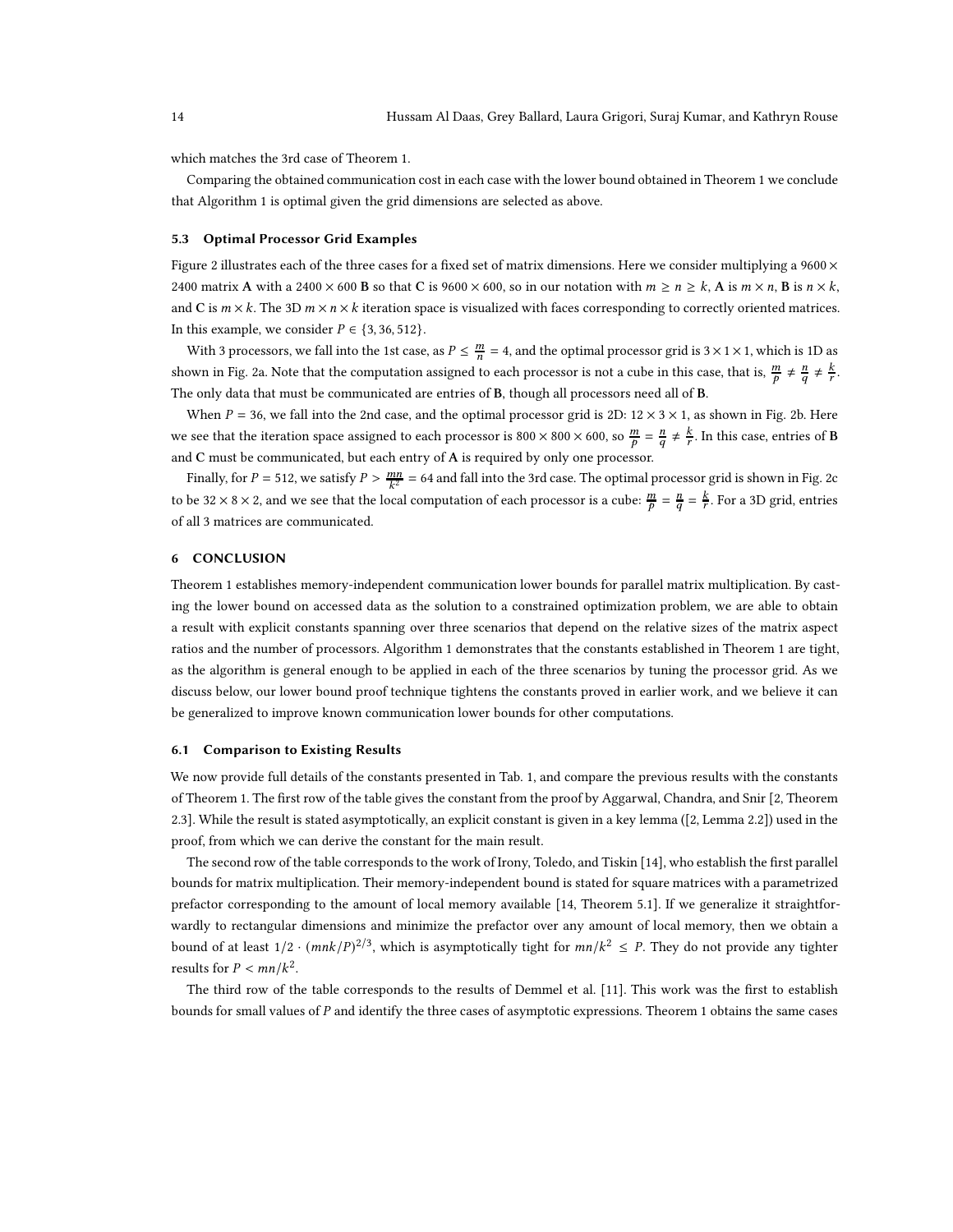which matches the 3rd case of Theorem 1.

Comparing the obtained communication cost in each case with the lower bound obtained in Theorem 1 we conclude that Algorithm 1 is optimal given the grid dimensions are selected as above.

### 5.3 Optimal Processor Grid Examples

Figure 2 illustrates each of the three cases for a fixed set of matrix dimensions. Here we consider multiplying a $9600 \times 2400$ matrix **A** with a $2400 \times 600$ **B** so that **C** is $9600 \times 600$, so in our notation with $m \geq n \geq k$, **A** is $m \times n$, **B** is $n \times k$, and **C** is $m \times k$. The 3D $m \times n \times k$ iteration space is visualized with faces corresponding to correctly oriented matrices. In this example, we consider $P \in \{3, 36, 512\}$.

With 3 processors, we fall into the 1st case, as $P \leq \frac{m}{n} = 4$, and the optimal processor grid is $3 \times 1 \times 1$, which is 1D as shown in Fig. 2a. Note that the computation assigned to each processor is not a cube in this case, that is, $\frac{m}{p} \neq \frac{n}{q} \neq \frac{k}{r}$. The only data that must be communicated are entries of **B**, though all processors need all of **B**.

When $P = 36$, we fall into the 2nd case, and the optimal processor grid is 2D: $12 \times 3 \times 1$, as shown in Fig. 2b. Here we see that the iteration space assigned to each processor is $800 \times 800 \times 600$, so $\frac{m}{p} = \frac{n}{q} \neq \frac{k}{r}$. In this case, entries of **B** and **C** must be communicated, but each entry of **A** is required by only one processor.

Finally, for $P = 512$, we satisfy $P > \frac{mn}{k^2} = 64$ and fall into the 3rd case. The optimal processor grid is shown in Fig. 2c to be $32 \times 8 \times 2$, and we see that the local computation of each processor is a cube: $\frac{m}{p} = \frac{n}{q} = \frac{k}{r}$. For a 3D grid, entries of all 3 matrices are communicated.

## 6 CONCLUSION

Theorem 1 establishes memory-independent communication lower bounds for parallel matrix multiplication. By casting the lower bound on accessed data as the solution to a constrained optimization problem, we are able to obtain a result with explicit constants spanning over three scenarios that depend on the relative sizes of the matrix aspect ratios and the number of processors. Algorithm 1 demonstrates that the constants established in Theorem 1 are tight, as the algorithm is general enough to be applied in each of the three scenarios by tuning the processor grid. As we discuss below, our lower bound proof technique tightens the constants proved in earlier work, and we believe it can be generalized to improve known communication lower bounds for other computations.

### 6.1 Comparison to Existing Results

We now provide full details of the constants presented in Tab. 1, and compare the previous results with the constants of Theorem 1. The first row of the table gives the constant from the proof by Aggarwal, Chandra, and Snir [2, Theorem 2.3]. While the result is stated asymptotically, an explicit constant is given in a key lemma ([2, Lemma 2.2]) used in the proof, from which we can derive the constant for the main result.

The second row of the table corresponds to the work of Irony, Toledo, and Tiskin [14], who establish the first parallel bounds for matrix multiplication. Their memory-independent bound is stated for square matrices with a parametrized prefactor corresponding to the amount of local memory available [14, Theorem 5.1]. If we generalize it straightforwardly to rectangular dimensions and minimize the prefactor over any amount of local memory, then we obtain a bound of at least $1/2 \cdot (mnk/P)^{2/3}$, which is asymptotically tight for $mn/k^2 \leq P$. They do not provide any tighter results for $P < mn/k^2$.

The third row of the table corresponds to the results of Demmel et al. [11]. This work was the first to establish bounds for small values of $P$ and identify the three cases of asymptotic expressions. Theorem 1 obtains the same cases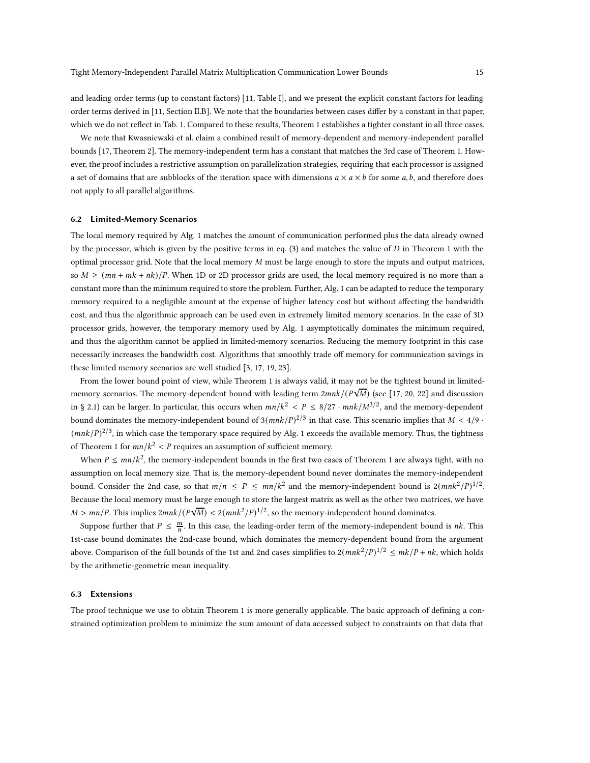and leading order terms (up to constant factors) [11, Table I], and we present the explicit constant factors for leading order terms derived in [11, Section II.B]. We note that the boundaries between cases differ by a constant in that paper, which we do not reflect in Tab. 1. Compared to these results, Theorem 1 establishes a tighter constant in all three cases.

We note that Kwasniewski et al. claim a combined result of memory-dependent and memory-independent parallel bounds [17, Theorem 2]. The memory-independent term has a constant that matches the 3rd case of Theorem 1. However, the proof includes a restrictive assumption on parallelization strategies, requiring that each processor is assigned a set of domains that are subblocks of the iteration space with dimensions $a \times a \times b$ for some $a, b$, and therefore does not apply to all parallel algorithms.

### 6.2 Limited-Memory Scenarios

The local memory required by Alg. 1 matches the amount of communication performed plus the data already owned by the processor, which is given by the positive terms in eq. (3) and matches the value of $D$ in Theorem 1 with the optimal processor grid. Note that the local memory $M$ must be large enough to store the inputs and output matrices, so $M \geq (mn + mk + nk)/P$. When 1D or 2D processor grids are used, the local memory required is no more than a constant more than the minimum required to store the problem. Further, Alg. 1 can be adapted to reduce the temporary memory required to a negligible amount at the expense of higher latency cost but without affecting the bandwidth cost, and thus the algorithmic approach can be used even in extremely limited memory scenarios. In the case of 3D processor grids, however, the temporary memory used by Alg. 1 asymptotically dominates the minimum required, and thus the algorithm cannot be applied in limited-memory scenarios. Reducing the memory footprint in this case necessarily increases the bandwidth cost. Algorithms that smoothly trade off memory for communication savings in these limited memory scenarios are well studied [3, 17, 19, 23].

From the lower bound point of view, while Theorem 1 is always valid, it may not be the tightest bound in limited-memory scenarios. The memory-dependent bound with leading term $2mnk/(P\sqrt{M})$ (see [17, 20, 22] and discussion in § 2.1) can be larger. In particular, this occurs when $mn/k^2 < P \leq 8/27 \cdot mnk/M^{3/2}$, and the memory-dependent bound dominates the memory-independent bound of $3(mnk/P)^{2/3}$ in that case. This scenario implies that $M < 4/9 \cdot (mnk/P)^{2/3}$, in which case the temporary space required by Alg. 1 exceeds the available memory. Thus, the tightness of Theorem 1 for $mn/k^2 < P$ requires an assumption of sufficient memory.

When $P \leq mn/k^2$, the memory-independent bounds in the first two cases of Theorem 1 are always tight, with no assumption on local memory size. That is, the memory-dependent bound never dominates the memory-independent bound. Consider the 2nd case, so that $m/n \leq P \leq mn/k^2$ and the memory-independent bound is $2(mnk^2/P)^{1/2}$. Because the local memory must be large enough to store the largest matrix as well as the other two matrices, we have $M > mn/P$. This implies $2mnk/(P\sqrt{M}) < 2(mnk^2/P)^{1/2}$, so the memory-independent bound dominates.

Suppose further that $P \leq \frac{m}{n}$. In this case, the leading-order term of the memory-independent bound is $nk$. This 1st-case bound dominates the 2nd-case bound, which dominates the memory-dependent bound from the argument above. Comparison of the full bounds of the 1st and 2nd cases simplifies to $2(mnk^2/P)^{1/2} \leq mk/P + nk$, which holds by the arithmetic-geometric mean inequality.

### 6.3 Extensions

The proof technique we use to obtain Theorem 1 is more generally applicable. The basic approach of defining a constrained optimization problem to minimize the sum amount of data accessed subject to constraints on that data that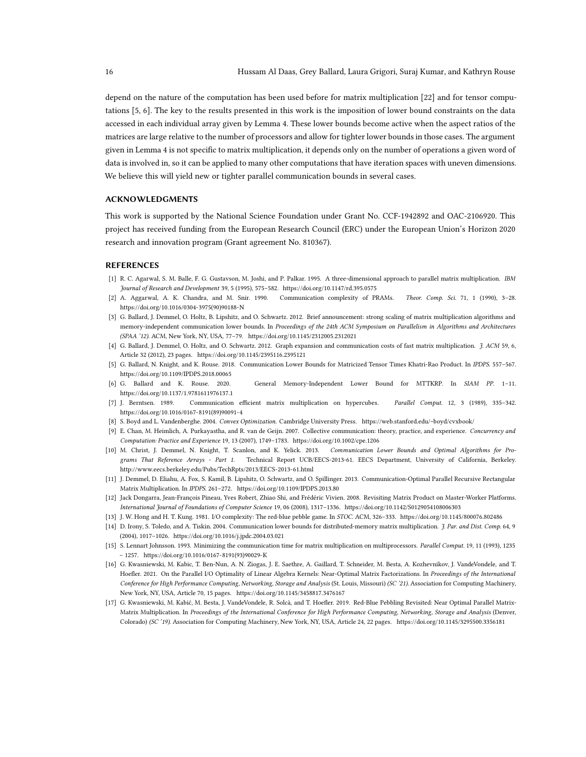depend on the nature of the computation has been used before for matrix multiplication [22] and for tensor computations [5, 6]. The key to the results presented in this work is the imposition of lower bound constraints on the data accessed in each individual array given by Lemma 4. These lower bounds become active when the aspect ratios of the matrices are large relative to the number of processors and allow for tighter lower bounds in those cases. The argument given in Lemma 4 is not specific to matrix multiplication, it depends only on the number of operations a given word of data is involved in, so it can be applied to many other computations that have iteration spaces with uneven dimensions. We believe this will yield new or tighter parallel communication bounds in several cases.

## ACKNOWLEDGMENTS

This work is supported by the National Science Foundation under Grant No. CCF-1942892 and OAC-2106920. This project has received funding from the European Research Council (ERC) under the European Union's Horizon 2020 research and innovation program (Grant agreement No. 810367).

## REFERENCES

[1] R. C. Agarwal, S. M. Balle, F. G. Gustavson, M. Joshi, and P. Palkar. 1995. A three-dimensional approach to parallel matrix multiplication. *IBM Journal of Research and Development* 39, 5 (1995), 575–582. https://doi.org/10.1147/rd.395.0575

[2] A. Aggarwal, A. K. Chandra, and M. Snir. 1990. Communication complexity of PRAMs. *Theor. Comp. Sci.* 71, 1 (1990), 3–28. https://doi.org/10.1016/0304-3975(90)90188-N

[3] G. Ballard, J. Demmel, O. Holtz, B. Lipshitz, and O. Schwartz. 2012. Brief announcement: strong scaling of matrix multiplication algorithms and memory-independent communication lower bounds. In *Proceedings of the 24th ACM Symposium on Parallelism in Algorithms and Architectures (SPAA '12)*. ACM, New York, NY, USA, 77–79. https://doi.org/10.1145/2312005.2312021

[4] G. Ballard, J. Demmel, O. Holtz, and O. Schwartz. 2012. Graph expansion and communication costs of fast matrix multiplication. *J. ACM* 59, 6, Article 32 (2012), 23 pages. https://doi.org/10.1145/2395116.2395121

[5] G. Ballard, N. Knight, and K. Rouse. 2018. Communication Lower Bounds for Matricized Tensor Times Khatri-Rao Product. In *IPDPS*. 557–567. https://doi.org/10.1109/IPDPS.2018.00065

[6] G. Ballard and K. Rouse. 2020. General Memory-Independent Lower Bound for MTTKRP. In *SIAM PP*. 1–11. https://doi.org/10.1137/1.9781611976137.1

[7] J. Berntsen. 1989. Communication efficient matrix multiplication on hypercubes. *Parallel Comput.* 12, 3 (1989), 335–342. https://doi.org/10.1016/0167-8191(89)90091-4

[8] S. Boyd and L. Vandenberghe. 2004. *Convex Optimization*. Cambridge University Press. https://web.stanford.edu/~boyd/cvxbook/

[9] E. Chan, M. Heimlich, A. Purkayastha, and R. van de Geijn. 2007. Collective communication: theory, practice, and experience. *Concurrency and Computation: Practice and Experience* 19, 13 (2007), 1749–1783. https://doi.org/10.1002/cpe.1206

[10] M. Christ, J. Demmel, N. Knight, T. Scanlon, and K. Yelick. 2013. *Communication Lower Bounds and Optimal Algorithms for Programs That Reference Arrays - Part 1.* Technical Report UCB/EECS-2013-61. EECS Department, University of California, Berkeley. http://www.eecs.berkeley.edu/Pubs/TechRpts/2013/EECS-2013-61.html

[11] J. Demmel, D. Eliahu, A. Fox, S. Kamil, B. Lipshitz, O. Schwartz, and O. Spillinger. 2013. Communication-Optimal Parallel Recursive Rectangular Matrix Multiplication. In *IPDPS*. 261–272. https://doi.org/10.1109/IPDPS.2013.80

[12] Jack Dongarra, Jean-François Pineau, Yves Robert, Zhiao Shi, and Frédéric Vivien. 2008. Revisiting Matrix Product on Master-Worker Platforms. *International Journal of Foundations of Computer Science* 19, 06 (2008), 1317–1336. https://doi.org/10.1142/S0129054108006303

[13] J. W. Hong and H. T. Kung. 1981. I/O complexity: The red-blue pebble game. In *STOC*. ACM, 326–333. https://doi.org/10.1145/800076.802486

[14] D. Irony, S. Toledo, and A. Tiskin. 2004. Communication lower bounds for distributed-memory matrix multiplication. *J. Par. and Dist. Comp.* 64, 9 (2004), 1017–1026. https://doi.org/10.1016/j.jpdc.2004.03.021

[15] S. Lennart Johnsson. 1993. Minimizing the communication time for matrix multiplication on multiprocessors. *Parallel Comput.* 19, 11 (1993), 1235 – 1257. https://doi.org/10.1016/0167-8191(93)90029-K

[16] G. Kwasniewski, M. Kabic, T. Ben-Nun, A. N. Ziogas, J. E. Saethre, A. Gaillard, T. Schneider, M. Besta, A. Kozhevnikov, J. VandeVondele, and T. Hoefler. 2021. On the Parallel I/O Optimality of Linear Algebra Kernels: Near-Optimal Matrix Factorizations. In *Proceedings of the International Conference for High Performance Computing, Networking, Storage and Analysis* (St. Louis, Missouri) *(SC '21)*. Association for Computing Machinery, New York, NY, USA, Article 70, 15 pages. https://doi.org/10.1145/3458817.3476167

[17] G. Kwasniewski, M. Kabić, M. Besta, J. VandeVondele, R. Solcà, and T. Hoefler. 2019. Red-Blue Pebbling Revisited: Near Optimal Parallel Matrix-Matrix Multiplication. In *Proceedings of the International Conference for High Performance Computing, Networking, Storage and Analysis* (Denver, Colorado) *(SC '19)*. Association for Computing Machinery, New York, NY, USA, Article 24, 22 pages. https://doi.org/10.1145/3295500.3356181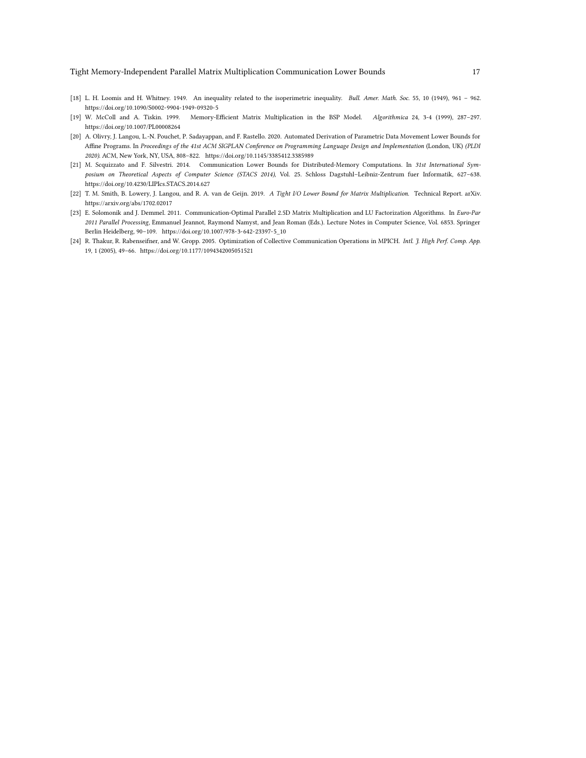[18] L. H. Loomis and H. Whitney. 1949. An inequality related to the isoperimetric inequality. *Bull. Amer. Math. Soc.* 55, 10 (1949), 961 – 962. https://doi.org/10.1090/S0002-9904-1949-09320-5

[19] W. McColl and A. Tiskin. 1999. Memory-Efficient Matrix Multiplication in the BSP Model. *Algorithmica* 24, 3-4 (1999), 287–297. https://doi.org/10.1007/PL00008264

[20] A. Olivry, J. Langou, L.-N. Pouchet, P. Sadayappan, and F. Rastello. 2020. Automated Derivation of Parametric Data Movement Lower Bounds for Affine Programs. In *Proceedings of the 41st ACM SIGPLAN Conference on Programming Language Design and Implementation* (London, UK) *(PLDI 2020)*. ACM, New York, NY, USA, 808–822. https://doi.org/10.1145/3385412.3385989

[21] M. Scquizzato and F. Silvestri. 2014. Communication Lower Bounds for Distributed-Memory Computations. In *31st International Symposium on Theoretical Aspects of Computer Science (STACS 2014)*, Vol. 25. Schloss Dagstuhl–Leibniz-Zentrum fuer Informatik, 627–638. https://doi.org/10.4230/LIPIcs.STACS.2014.627

[22] T. M. Smith, B. Lowery, J. Langou, and R. A. van de Geijn. 2019. *A Tight I/O Lower Bound for Matrix Multiplication.* Technical Report. arXiv. https://arxiv.org/abs/1702.02017

[23] E. Solomonik and J. Demmel. 2011. Communication-Optimal Parallel 2.5D Matrix Multiplication and LU Factorization Algorithms. In *Euro-Par 2011 Parallel Processing*, Emmanuel Jeannot, Raymond Namyst, and Jean Roman (Eds.). Lecture Notes in Computer Science, Vol. 6853. Springer Berlin Heidelberg, 90–109. https://doi.org/10.1007/978-3-642-23397-5_10

[24] R. Thakur, R. Rabenseifner, and W. Gropp. 2005. Optimization of Collective Communication Operations in MPICH. *Intl. J. High Perf. Comp. App.* 19, 1 (2005), 49–66. https://doi.org/10.1177/1094342005051521